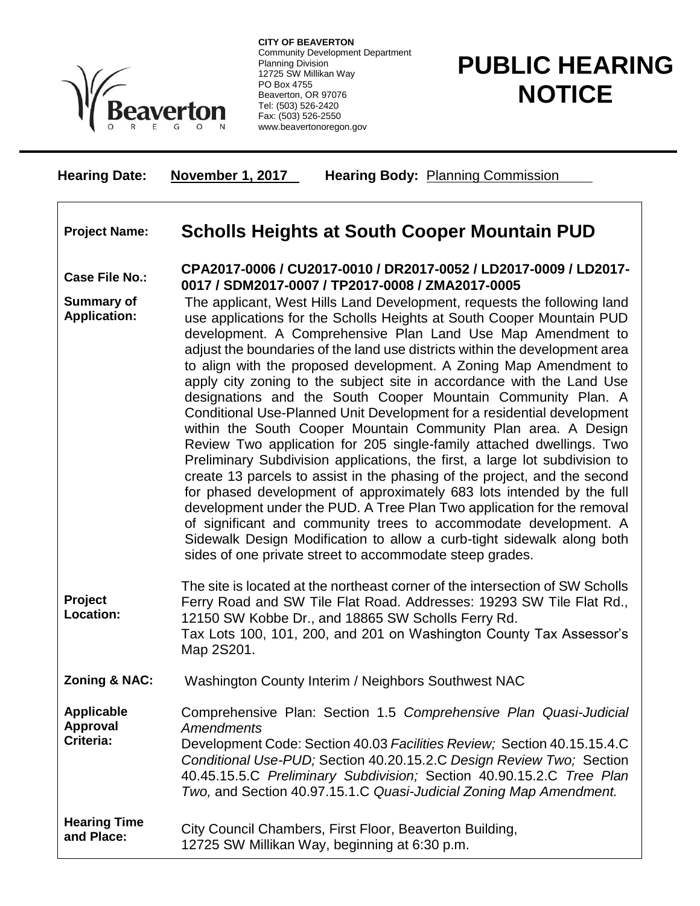**CITY OF BEAVERTON**
Community Development Department
Planning Division
12725 SW Millikan Way
PO Box 4755
Beaverton, OR 97076
Tel: (503) 526-2420
Fax: (503) 526-2550
www.beavertonoregon.gov

# PUBLIC HEARING NOTICE

**Hearing Date:** November 1, 2017 **Hearing Body:** Planning Commission

**Project Name:** **Scholls Heights at South Cooper Mountain PUD**

**Case File No.:** **CPA2017-0006 / CU2017-0010 / DR2017-0052 / LD2017-0009 / LD2017-0017 / SDM2017-0007 / TP2017-0008 / ZMA2017-0005**

**Summary of Application:** The applicant, West Hills Land Development, requests the following land use applications for the Scholls Heights at South Cooper Mountain PUD development. A Comprehensive Plan Land Use Map Amendment to adjust the boundaries of the land use districts within the development area to align with the proposed development. A Zoning Map Amendment to apply city zoning to the subject site in accordance with the Land Use designations and the South Cooper Mountain Community Plan. A Conditional Use-Planned Unit Development for a residential development within the South Cooper Mountain Community Plan area. A Design Review Two application for 205 single-family attached dwellings. Two Preliminary Subdivision applications, the first, a large lot subdivision to create 13 parcels to assist in the phasing of the project, and the second for phased development of approximately 683 lots intended by the full development under the PUD. A Tree Plan Two application for the removal of significant and community trees to accommodate development. A Sidewalk Design Modification to allow a curb-tight sidewalk along both sides of one private street to accommodate steep grades.

**Project Location:** The site is located at the northeast corner of the intersection of SW Scholls Ferry Road and SW Tile Flat Road. Addresses: 19293 SW Tile Flat Rd., 12150 SW Kobbe Dr., and 18865 SW Scholls Ferry Rd. Tax Lots 100, 101, 200, and 201 on Washington County Tax Assessor's Map 2S201.

**Zoning & NAC:** Washington County Interim / Neighbors Southwest NAC

**Applicable Approval Criteria:** Comprehensive Plan: Section 1.5 *Comprehensive Plan Quasi-Judicial Amendments*
Development Code: Section 40.03 *Facilities Review;* Section 40.15.15.4.C *Conditional Use-PUD;* Section 40.20.15.2.C *Design Review Two;* Section 40.45.15.5.C *Preliminary Subdivision;* Section 40.90.15.2.C *Tree Plan Two,* and Section 40.97.15.1.C *Quasi-Judicial Zoning Map Amendment.*

**Hearing Time and Place:** City Council Chambers, First Floor, Beaverton Building, 12725 SW Millikan Way, beginning at 6:30 p.m.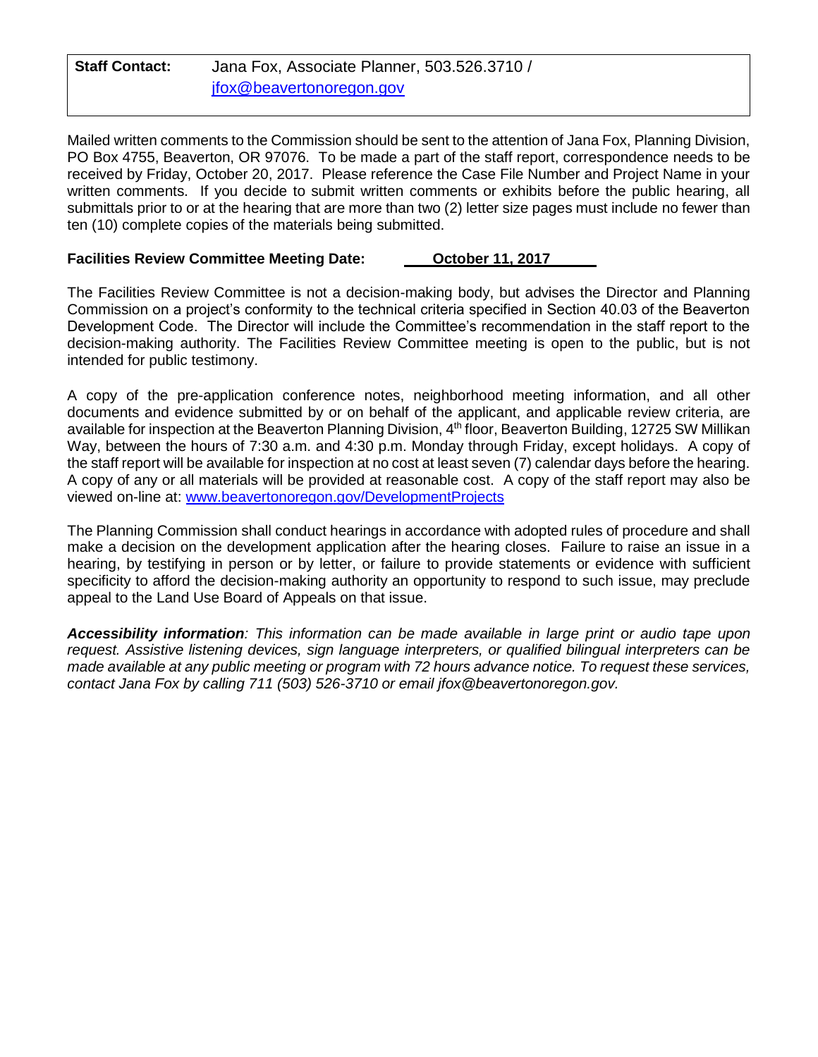| | |
|---|---|
| **Staff Contact:** | Jana Fox, Associate Planner, 503.526.3710 / jfox@beavertonoregon.gov |

Mailed written comments to the Commission should be sent to the attention of Jana Fox, Planning Division, PO Box 4755, Beaverton, OR 97076. To be made a part of the staff report, correspondence needs to be received by Friday, October 20, 2017. Please reference the Case File Number and Project Name in your written comments. If you decide to submit written comments or exhibits before the public hearing, all submittals prior to or at the hearing that are more than two (2) letter size pages must include no fewer than ten (10) complete copies of the materials being submitted.

**Facilities Review Committee Meeting Date:** **October 11, 2017**

The Facilities Review Committee is not a decision-making body, but advises the Director and Planning Commission on a project's conformity to the technical criteria specified in Section 40.03 of the Beaverton Development Code. The Director will include the Committee's recommendation in the staff report to the decision-making authority. The Facilities Review Committee meeting is open to the public, but is not intended for public testimony.

A copy of the pre-application conference notes, neighborhood meeting information, and all other documents and evidence submitted by or on behalf of the applicant, and applicable review criteria, are available for inspection at the Beaverton Planning Division, 4th floor, Beaverton Building, 12725 SW Millikan Way, between the hours of 7:30 a.m. and 4:30 p.m. Monday through Friday, except holidays. A copy of the staff report will be available for inspection at no cost at least seven (7) calendar days before the hearing. A copy of any or all materials will be provided at reasonable cost. A copy of the staff report may also be viewed on-line at: www.beavertonoregon.gov/DevelopmentProjects

The Planning Commission shall conduct hearings in accordance with adopted rules of procedure and shall make a decision on the development application after the hearing closes. Failure to raise an issue in a hearing, by testifying in person or by letter, or failure to provide statements or evidence with sufficient specificity to afford the decision-making authority an opportunity to respond to such issue, may preclude appeal to the Land Use Board of Appeals on that issue.

***Accessibility information**: This information can be made available in large print or audio tape upon request. Assistive listening devices, sign language interpreters, or qualified bilingual interpreters can be made available at any public meeting or program with 72 hours advance notice. To request these services, contact Jana Fox by calling 711 (503) 526-3710 or email jfox@beavertonoregon.gov.*